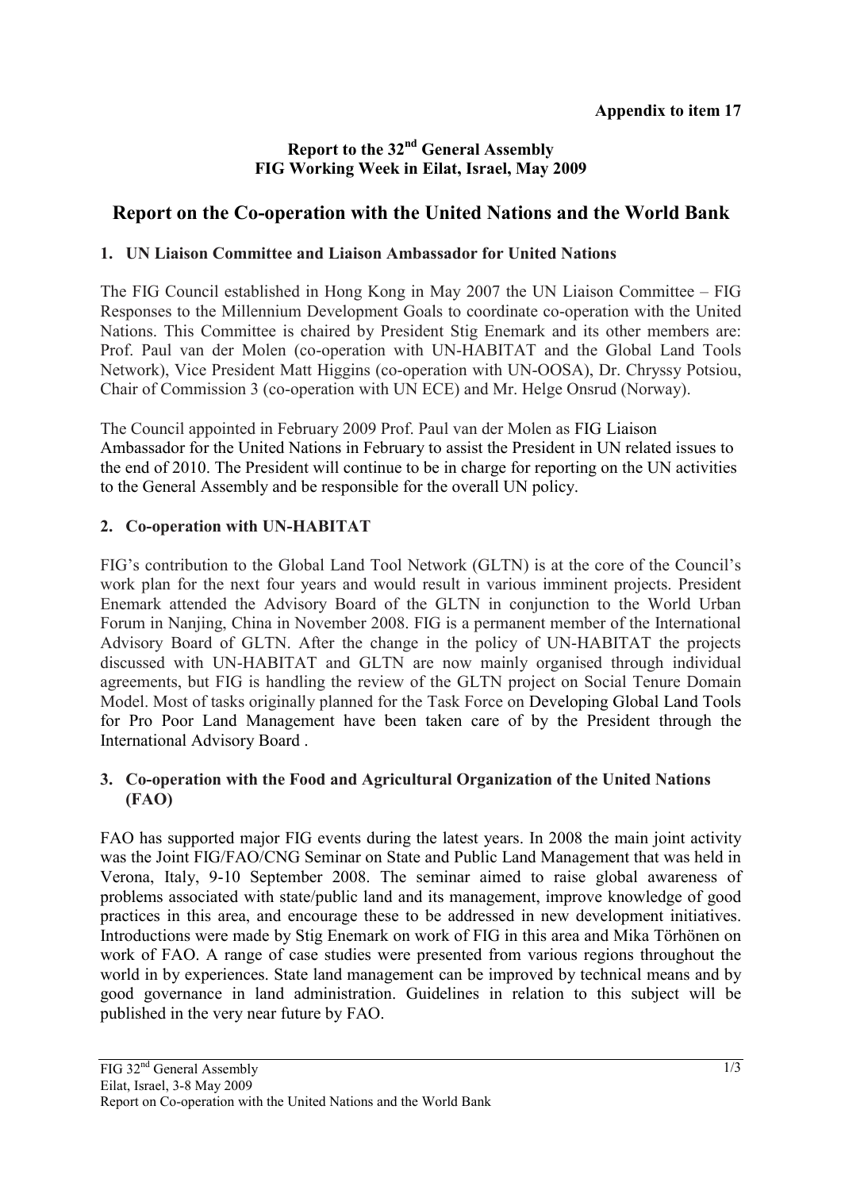**Appendix to item 17**

**Report to the 32nd General Assembly**
**FIG Working Week in Eilat, Israel, May 2009**

# Report on the Co-operation with the United Nations and the World Bank

## 1. UN Liaison Committee and Liaison Ambassador for United Nations

The FIG Council established in Hong Kong in May 2007 the UN Liaison Committee – FIG Responses to the Millennium Development Goals to coordinate co-operation with the United Nations. This Committee is chaired by President Stig Enemark and its other members are: Prof. Paul van der Molen (co-operation with UN-HABITAT and the Global Land Tools Network), Vice President Matt Higgins (co-operation with UN-OOSA), Dr. Chryssy Potsiou, Chair of Commission 3 (co-operation with UN ECE) and Mr. Helge Onsrud (Norway).

The Council appointed in February 2009 Prof. Paul van der Molen as FIG Liaison Ambassador for the United Nations in February to assist the President in UN related issues to the end of 2010. The President will continue to be in charge for reporting on the UN activities to the General Assembly and be responsible for the overall UN policy.

## 2. Co-operation with UN-HABITAT

FIG's contribution to the Global Land Tool Network (GLTN) is at the core of the Council's work plan for the next four years and would result in various imminent projects. President Enemark attended the Advisory Board of the GLTN in conjunction to the World Urban Forum in Nanjing, China in November 2008. FIG is a permanent member of the International Advisory Board of GLTN. After the change in the policy of UN-HABITAT the projects discussed with UN-HABITAT and GLTN are now mainly organised through individual agreements, but FIG is handling the review of the GLTN project on Social Tenure Domain Model. Most of tasks originally planned for the Task Force on Developing Global Land Tools for Pro Poor Land Management have been taken care of by the President through the International Advisory Board .

## 3. Co-operation with the Food and Agricultural Organization of the United Nations (FAO)

FAO has supported major FIG events during the latest years. In 2008 the main joint activity was the Joint FIG/FAO/CNG Seminar on State and Public Land Management that was held in Verona, Italy, 9-10 September 2008. The seminar aimed to raise global awareness of problems associated with state/public land and its management, improve knowledge of good practices in this area, and encourage these to be addressed in new development initiatives. Introductions were made by Stig Enemark on work of FIG in this area and Mika Törhönen on work of FAO. A range of case studies were presented from various regions throughout the world in by experiences. State land management can be improved by technical means and by good governance in land administration. Guidelines in relation to this subject will be published in the very near future by FAO.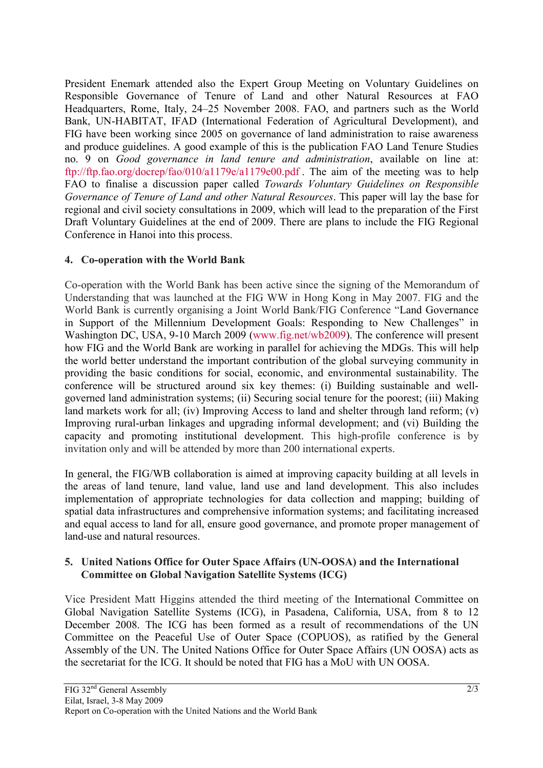President Enemark attended also the Expert Group Meeting on Voluntary Guidelines on Responsible Governance of Tenure of Land and other Natural Resources at FAO Headquarters, Rome, Italy, 24–25 November 2008. FAO, and partners such as the World Bank, UN-HABITAT, IFAD (International Federation of Agricultural Development), and FIG have been working since 2005 on governance of land administration to raise awareness and produce guidelines. A good example of this is the publication FAO Land Tenure Studies no. 9 on *Good governance in land tenure and administration*, available on line at: ftp://ftp.fao.org/docrep/fao/010/a1179e/a1179e00.pdf . The aim of the meeting was to help FAO to finalise a discussion paper called *Towards Voluntary Guidelines on Responsible Governance of Tenure of Land and other Natural Resources*. This paper will lay the base for regional and civil society consultations in 2009, which will lead to the preparation of the First Draft Voluntary Guidelines at the end of 2009. There are plans to include the FIG Regional Conference in Hanoi into this process.

## 4. Co-operation with the World Bank

Co-operation with the World Bank has been active since the signing of the Memorandum of Understanding that was launched at the FIG WW in Hong Kong in May 2007. FIG and the World Bank is currently organising a Joint World Bank/FIG Conference "Land Governance in Support of the Millennium Development Goals: Responding to New Challenges" in Washington DC, USA, 9-10 March 2009 (www.fig.net/wb2009). The conference will present how FIG and the World Bank are working in parallel for achieving the MDGs. This will help the world better understand the important contribution of the global surveying community in providing the basic conditions for social, economic, and environmental sustainability. The conference will be structured around six key themes: (i) Building sustainable and well-governed land administration systems; (ii) Securing social tenure for the poorest; (iii) Making land markets work for all; (iv) Improving Access to land and shelter through land reform; (v) Improving rural-urban linkages and upgrading informal development; and (vi) Building the capacity and promoting institutional development. This high-profile conference is by invitation only and will be attended by more than 200 international experts.

In general, the FIG/WB collaboration is aimed at improving capacity building at all levels in the areas of land tenure, land value, land use and land development. This also includes implementation of appropriate technologies for data collection and mapping; building of spatial data infrastructures and comprehensive information systems; and facilitating increased and equal access to land for all, ensure good governance, and promote proper management of land-use and natural resources.

## 5. United Nations Office for Outer Space Affairs (UN-OOSA) and the International Committee on Global Navigation Satellite Systems (ICG)

Vice President Matt Higgins attended the third meeting of the International Committee on Global Navigation Satellite Systems (ICG), in Pasadena, California, USA, from 8 to 12 December 2008. The ICG has been formed as a result of recommendations of the UN Committee on the Peaceful Use of Outer Space (COPUOS), as ratified by the General Assembly of the UN. The United Nations Office for Outer Space Affairs (UN OOSA) acts as the secretariat for the ICG. It should be noted that FIG has a MoU with UN OOSA.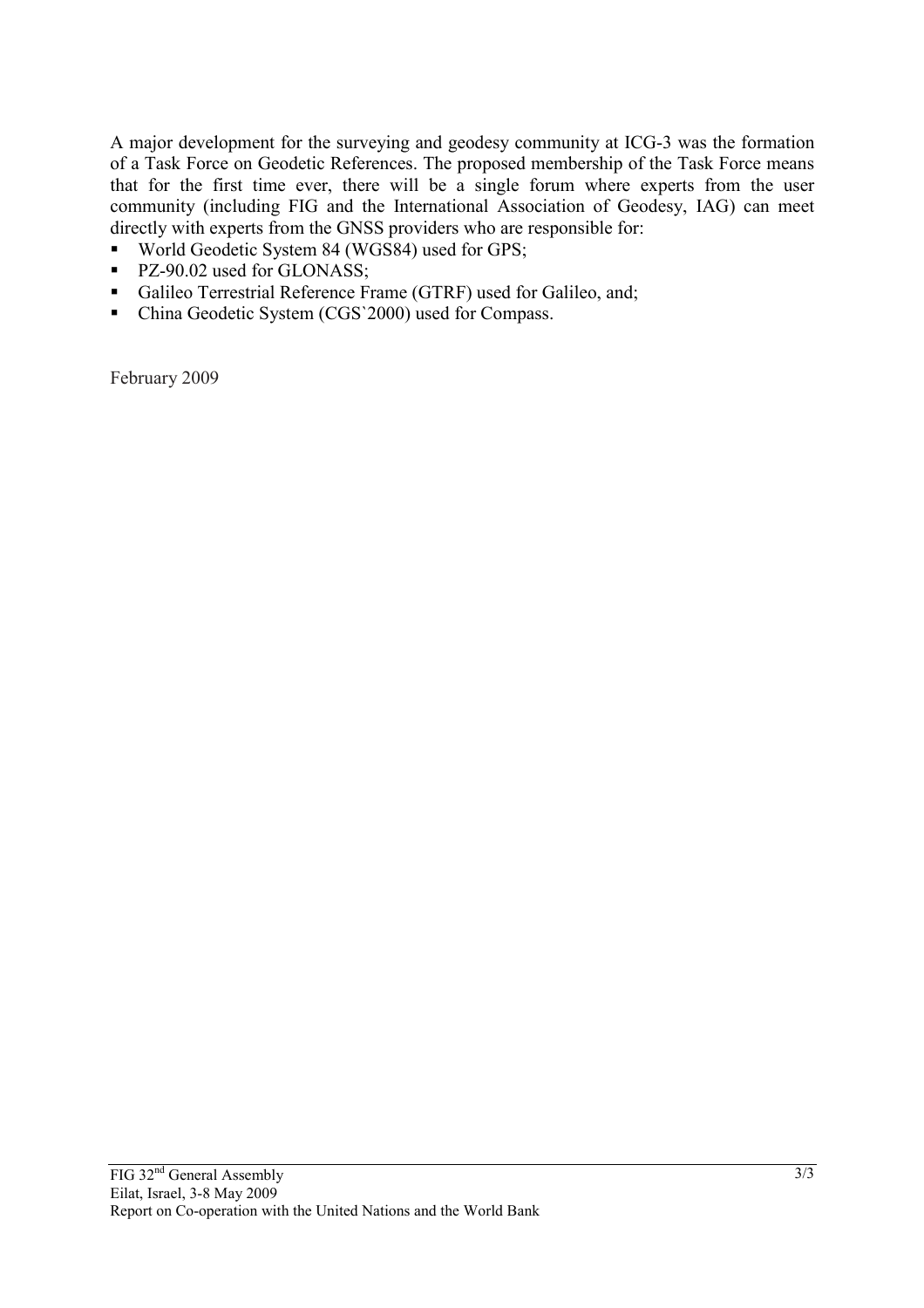A major development for the surveying and geodesy community at ICG-3 was the formation of a Task Force on Geodetic References. The proposed membership of the Task Force means that for the first time ever, there will be a single forum where experts from the user community (including FIG and the International Association of Geodesy, IAG) can meet directly with experts from the GNSS providers who are responsible for:

- World Geodetic System 84 (WGS84) used for GPS;
- PZ-90.02 used for GLONASS;
- Galileo Terrestrial Reference Frame (GTRF) used for Galileo, and;
- China Geodetic System (CGS`2000) used for Compass.

February 2009